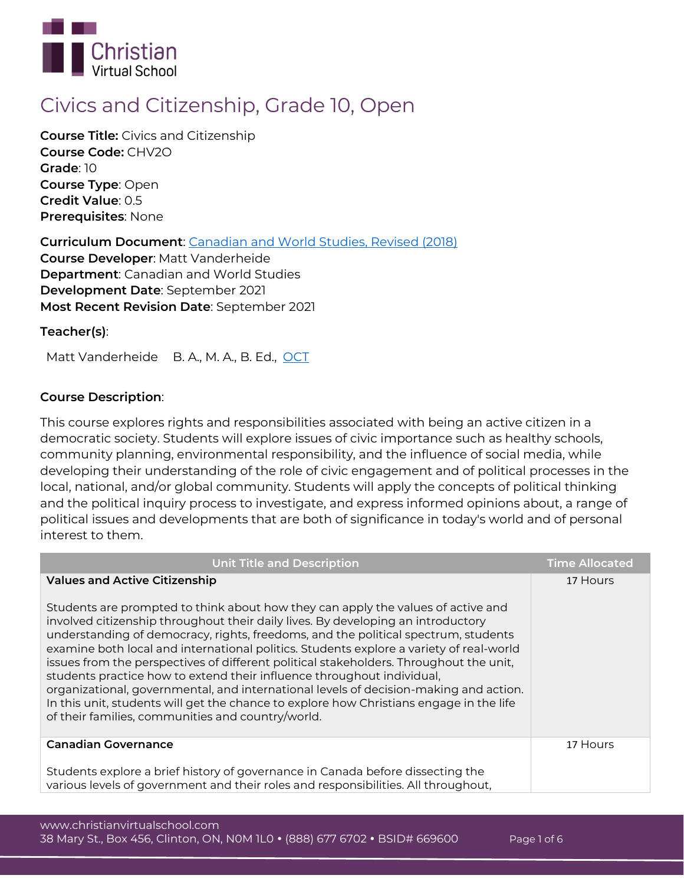# Civics and Citizenship, Grade 10, Open

**Course Title:** Civics and Citizenship
**Course Code:** CHV2O
**Grade**: 10
**Course Type**: Open
**Credit Value**: 0.5
**Prerequisites**: None

**Curriculum Document**: [Canadian and World Studies, Revised (2018)]()
**Course Developer**: Matt Vanderheide
**Department**: Canadian and World Studies
**Development Date**: September 2021
**Most Recent Revision Date**: September 2021

**Teacher(s)**:

Matt Vanderheide B. A., M. A., B. Ed., [OCT]()

**Course Description**:

This course explores rights and responsibilities associated with being an active citizen in a democratic society. Students will explore issues of civic importance such as healthy schools, community planning, environmental responsibility, and the influence of social media, while developing their understanding of the role of civic engagement and of political processes in the local, national, and/or global community. Students will apply the concepts of political thinking and the political inquiry process to investigate, and express informed opinions about, a range of political issues and developments that are both of significance in today's world and of personal interest to them.

| Unit Title and Description | Time Allocated |
|---|---|
| **Values and Active Citizenship**<br><br>Students are prompted to think about how they can apply the values of active and involved citizenship throughout their daily lives. By developing an introductory understanding of democracy, rights, freedoms, and the political spectrum, students examine both local and international politics. Students explore a variety of real-world issues from the perspectives of different political stakeholders. Throughout the unit, students practice how to extend their influence throughout individual, organizational, governmental, and international levels of decision-making and action. In this unit, students will get the chance to explore how Christians engage in the life of their families, communities and country/world. | 17 Hours |
| **Canadian Governance**<br><br>Students explore a brief history of governance in Canada before dissecting the various levels of government and their roles and responsibilities. All throughout, | 17 Hours |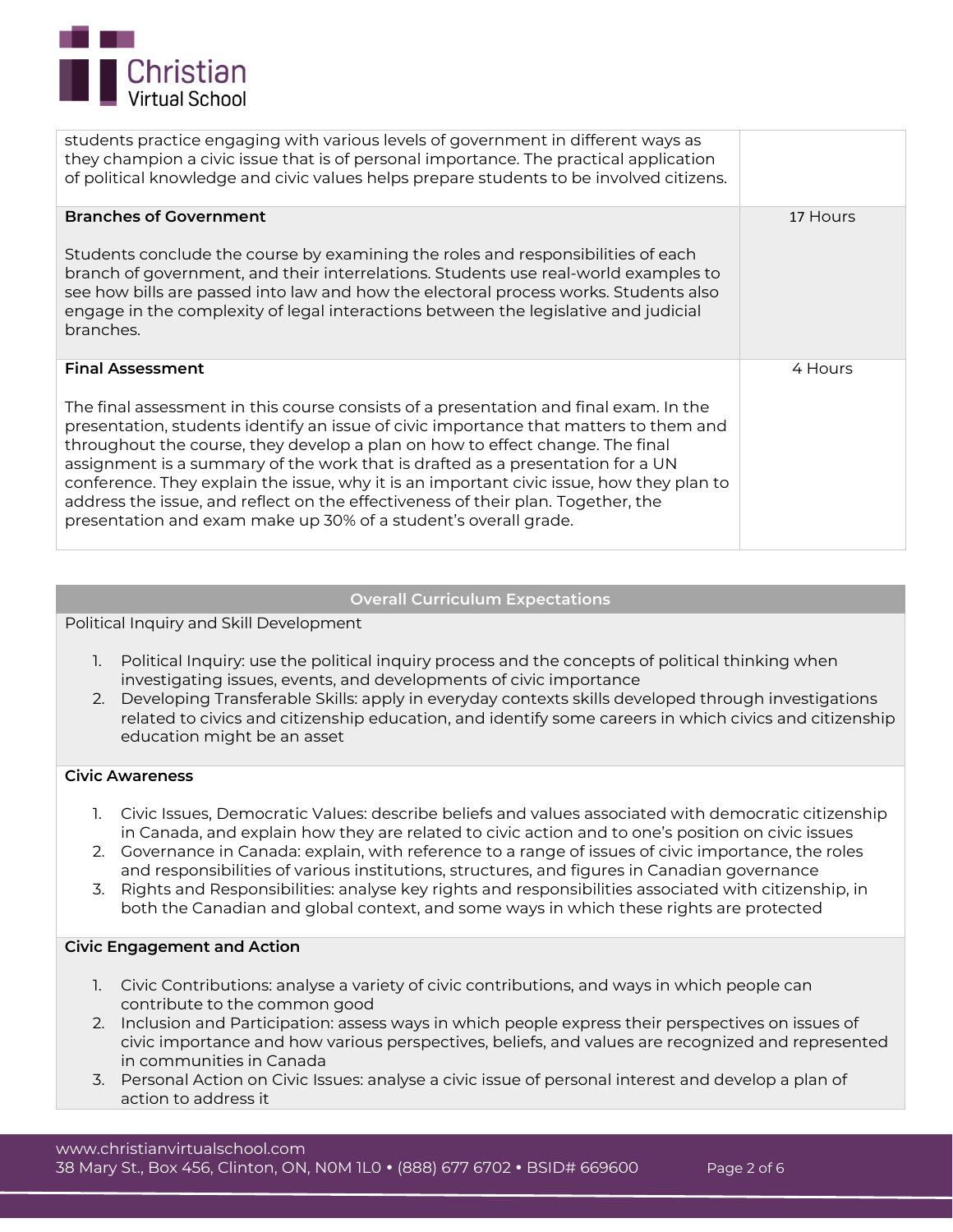| | |
|---|---|
| students practice engaging with various levels of government in different ways as they champion a civic issue that is of personal importance. The practical application of political knowledge and civic values helps prepare students to be involved citizens. | |
| **Branches of Government**<br><br>Students conclude the course by examining the roles and responsibilities of each branch of government, and their interrelations. Students use real-world examples to see how bills are passed into law and how the electoral process works. Students also engage in the complexity of legal interactions between the legislative and judicial branches. | 17 Hours |
| **Final Assessment**<br><br>The final assessment in this course consists of a presentation and final exam. In the presentation, students identify an issue of civic importance that matters to them and throughout the course, they develop a plan on how to effect change. The final assignment is a summary of the work that is drafted as a presentation for a UN conference. They explain the issue, why it is an important civic issue, how they plan to address the issue, and reflect on the effectiveness of their plan. Together, the presentation and exam make up 30% of a student's overall grade. | 4 Hours |

## Overall Curriculum Expectations

Political Inquiry and Skill Development

1. Political Inquiry: use the political inquiry process and the concepts of political thinking when investigating issues, events, and developments of civic importance
2. Developing Transferable Skills: apply in everyday contexts skills developed through investigations related to civics and citizenship education, and identify some careers in which civics and citizenship education might be an asset

**Civic Awareness**

1. Civic Issues, Democratic Values: describe beliefs and values associated with democratic citizenship in Canada, and explain how they are related to civic action and to one's position on civic issues
2. Governance in Canada: explain, with reference to a range of issues of civic importance, the roles and responsibilities of various institutions, structures, and figures in Canadian governance
3. Rights and Responsibilities: analyse key rights and responsibilities associated with citizenship, in both the Canadian and global context, and some ways in which these rights are protected

**Civic Engagement and Action**

1. Civic Contributions: analyse a variety of civic contributions, and ways in which people can contribute to the common good
2. Inclusion and Participation: assess ways in which people express their perspectives on issues of civic importance and how various perspectives, beliefs, and values are recognized and represented in communities in Canada
3. Personal Action on Civic Issues: analyse a civic issue of personal interest and develop a plan of action to address it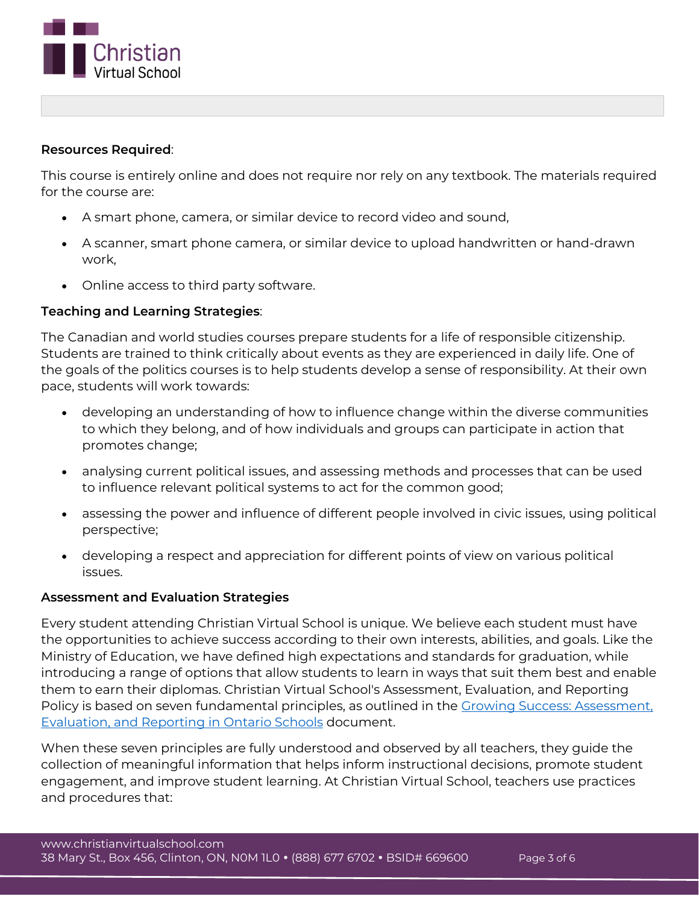**Resources Required**:

This course is entirely online and does not require nor rely on any textbook. The materials required for the course are:

- A smart phone, camera, or similar device to record video and sound,
- A scanner, smart phone camera, or similar device to upload handwritten or hand-drawn work,
- Online access to third party software.

**Teaching and Learning Strategies**:

The Canadian and world studies courses prepare students for a life of responsible citizenship. Students are trained to think critically about events as they are experienced in daily life. One of the goals of the politics courses is to help students develop a sense of responsibility. At their own pace, students will work towards:

- developing an understanding of how to influence change within the diverse communities to which they belong, and of how individuals and groups can participate in action that promotes change;
- analysing current political issues, and assessing methods and processes that can be used to influence relevant political systems to act for the common good;
- assessing the power and influence of different people involved in civic issues, using political perspective;
- developing a respect and appreciation for different points of view on various political issues.

**Assessment and Evaluation Strategies**

Every student attending Christian Virtual School is unique. We believe each student must have the opportunities to achieve success according to their own interests, abilities, and goals. Like the Ministry of Education, we have defined high expectations and standards for graduation, while introducing a range of options that allow students to learn in ways that suit them best and enable them to earn their diplomas. Christian Virtual School's Assessment, Evaluation, and Reporting Policy is based on seven fundamental principles, as outlined in the Growing Success: Assessment, Evaluation, and Reporting in Ontario Schools document.

When these seven principles are fully understood and observed by all teachers, they guide the collection of meaningful information that helps inform instructional decisions, promote student engagement, and improve student learning. At Christian Virtual School, teachers use practices and procedures that: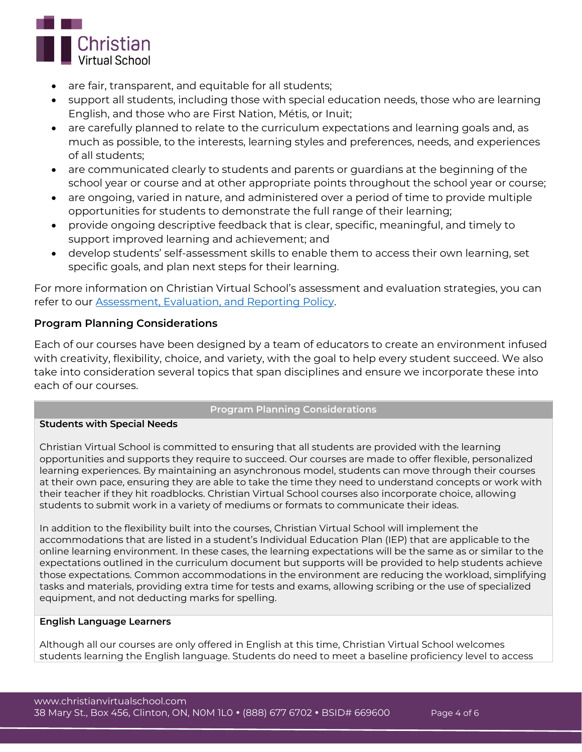- are fair, transparent, and equitable for all students;
- support all students, including those with special education needs, those who are learning English, and those who are First Nation, Métis, or Inuit;
- are carefully planned to relate to the curriculum expectations and learning goals and, as much as possible, to the interests, learning styles and preferences, needs, and experiences of all students;
- are communicated clearly to students and parents or guardians at the beginning of the school year or course and at other appropriate points throughout the school year or course;
- are ongoing, varied in nature, and administered over a period of time to provide multiple opportunities for students to demonstrate the full range of their learning;
- provide ongoing descriptive feedback that is clear, specific, meaningful, and timely to support improved learning and achievement; and
- develop students' self-assessment skills to enable them to access their own learning, set specific goals, and plan next steps for their learning.

For more information on Christian Virtual School's assessment and evaluation strategies, you can refer to our Assessment, Evaluation, and Reporting Policy.

### Program Planning Considerations

Each of our courses have been designed by a team of educators to create an environment infused with creativity, flexibility, choice, and variety, with the goal to help every student succeed. We also take into consideration several topics that span disciplines and ensure we incorporate these into each of our courses.

| Program Planning Considerations |
| --- |
| **Students with Special Needs**<br><br>Christian Virtual School is committed to ensuring that all students are provided with the learning opportunities and supports they require to succeed. Our courses are made to offer flexible, personalized learning experiences. By maintaining an asynchronous model, students can move through their courses at their own pace, ensuring they are able to take the time they need to understand concepts or work with their teacher if they hit roadblocks. Christian Virtual School courses also incorporate choice, allowing students to submit work in a variety of mediums or formats to communicate their ideas.<br><br>In addition to the flexibility built into the courses, Christian Virtual School will implement the accommodations that are listed in a student's Individual Education Plan (IEP) that are applicable to the online learning environment. In these cases, the learning expectations will be the same as or similar to the expectations outlined in the curriculum document but supports will be provided to help students achieve those expectations. Common accommodations in the environment are reducing the workload, simplifying tasks and materials, providing extra time for tests and exams, allowing scribing or the use of specialized equipment, and not deducting marks for spelling. |
| **English Language Learners**<br><br>Although all our courses are only offered in English at this time, Christian Virtual School welcomes students learning the English language. Students do need to meet a baseline proficiency level to access |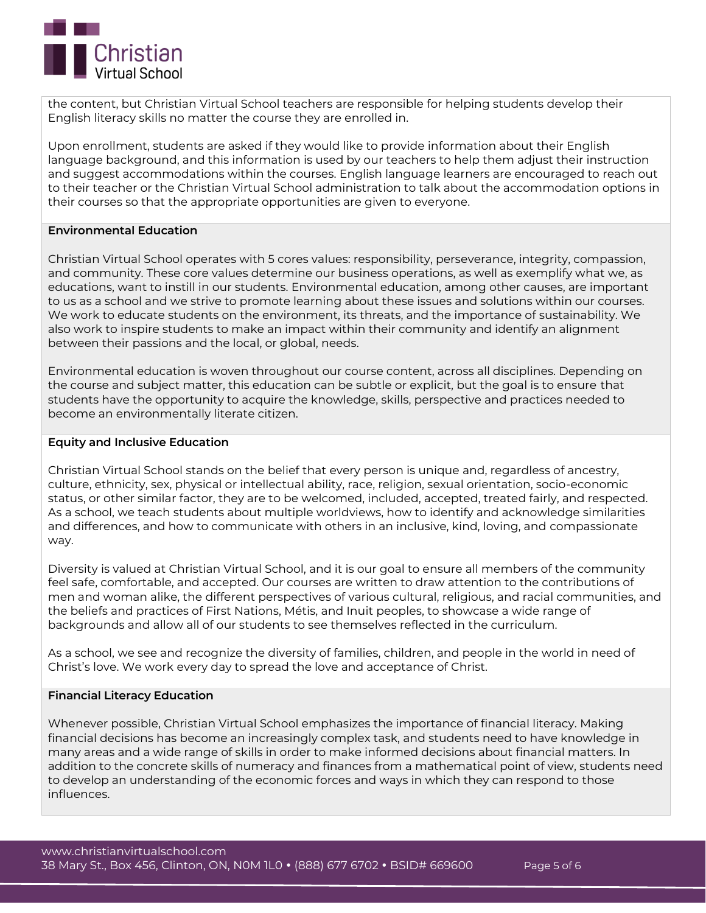the content, but Christian Virtual School teachers are responsible for helping students develop their English literacy skills no matter the course they are enrolled in.

Upon enrollment, students are asked if they would like to provide information about their English language background, and this information is used by our teachers to help them adjust their instruction and suggest accommodations within the courses. English language learners are encouraged to reach out to their teacher or the Christian Virtual School administration to talk about the accommodation options in their courses so that the appropriate opportunities are given to everyone.

**Environmental Education**

Christian Virtual School operates with 5 cores values: responsibility, perseverance, integrity, compassion, and community. These core values determine our business operations, as well as exemplify what we, as educations, want to instill in our students. Environmental education, among other causes, are important to us as a school and we strive to promote learning about these issues and solutions within our courses. We work to educate students on the environment, its threats, and the importance of sustainability. We also work to inspire students to make an impact within their community and identify an alignment between their passions and the local, or global, needs.

Environmental education is woven throughout our course content, across all disciplines. Depending on the course and subject matter, this education can be subtle or explicit, but the goal is to ensure that students have the opportunity to acquire the knowledge, skills, perspective and practices needed to become an environmentally literate citizen.

**Equity and Inclusive Education**

Christian Virtual School stands on the belief that every person is unique and, regardless of ancestry, culture, ethnicity, sex, physical or intellectual ability, race, religion, sexual orientation, socio-economic status, or other similar factor, they are to be welcomed, included, accepted, treated fairly, and respected. As a school, we teach students about multiple worldviews, how to identify and acknowledge similarities and differences, and how to communicate with others in an inclusive, kind, loving, and compassionate way.

Diversity is valued at Christian Virtual School, and it is our goal to ensure all members of the community feel safe, comfortable, and accepted. Our courses are written to draw attention to the contributions of men and woman alike, the different perspectives of various cultural, religious, and racial communities, and the beliefs and practices of First Nations, Métis, and Inuit peoples, to showcase a wide range of backgrounds and allow all of our students to see themselves reflected in the curriculum.

As a school, we see and recognize the diversity of families, children, and people in the world in need of Christ's love. We work every day to spread the love and acceptance of Christ.

**Financial Literacy Education**

Whenever possible, Christian Virtual School emphasizes the importance of financial literacy. Making financial decisions has become an increasingly complex task, and students need to have knowledge in many areas and a wide range of skills in order to make informed decisions about financial matters. In addition to the concrete skills of numeracy and finances from a mathematical point of view, students need to develop an understanding of the economic forces and ways in which they can respond to those influences.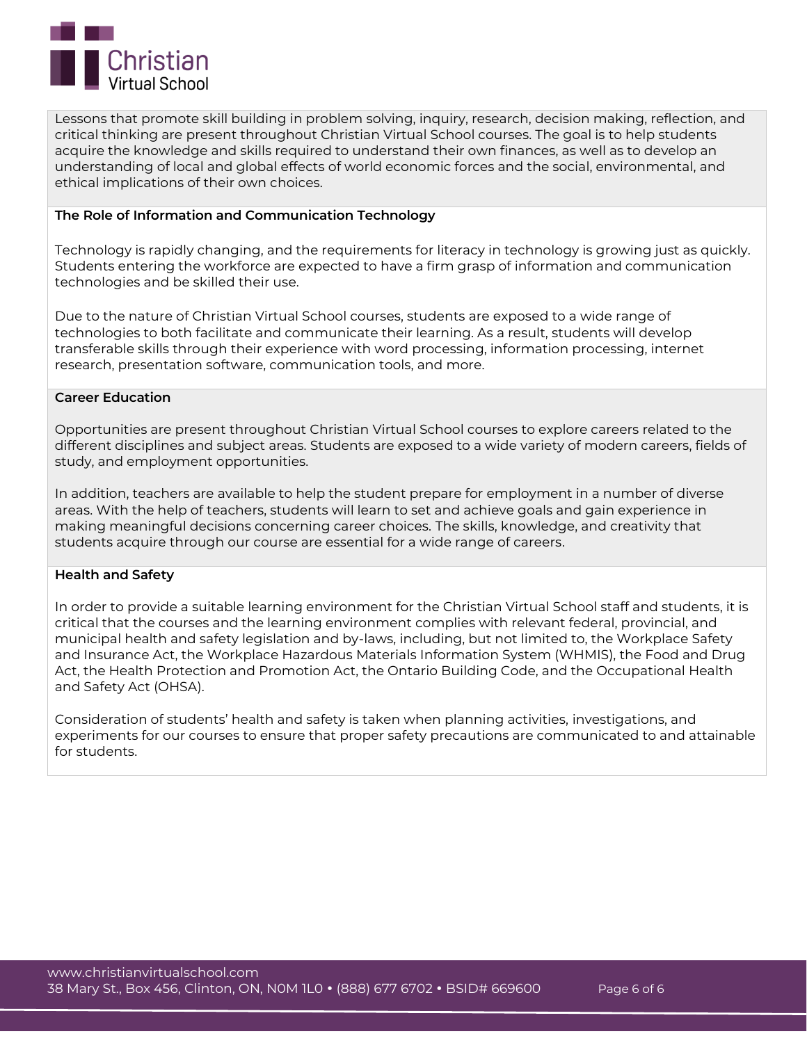Lessons that promote skill building in problem solving, inquiry, research, decision making, reflection, and critical thinking are present throughout Christian Virtual School courses. The goal is to help students acquire the knowledge and skills required to understand their own finances, as well as to develop an understanding of local and global effects of world economic forces and the social, environmental, and ethical implications of their own choices.

**The Role of Information and Communication Technology**

Technology is rapidly changing, and the requirements for literacy in technology is growing just as quickly. Students entering the workforce are expected to have a firm grasp of information and communication technologies and be skilled their use.

Due to the nature of Christian Virtual School courses, students are exposed to a wide range of technologies to both facilitate and communicate their learning. As a result, students will develop transferable skills through their experience with word processing, information processing, internet research, presentation software, communication tools, and more.

**Career Education**

Opportunities are present throughout Christian Virtual School courses to explore careers related to the different disciplines and subject areas. Students are exposed to a wide variety of modern careers, fields of study, and employment opportunities.

In addition, teachers are available to help the student prepare for employment in a number of diverse areas. With the help of teachers, students will learn to set and achieve goals and gain experience in making meaningful decisions concerning career choices. The skills, knowledge, and creativity that students acquire through our course are essential for a wide range of careers.

**Health and Safety**

In order to provide a suitable learning environment for the Christian Virtual School staff and students, it is critical that the courses and the learning environment complies with relevant federal, provincial, and municipal health and safety legislation and by-laws, including, but not limited to, the Workplace Safety and Insurance Act, the Workplace Hazardous Materials Information System (WHMIS), the Food and Drug Act, the Health Protection and Promotion Act, the Ontario Building Code, and the Occupational Health and Safety Act (OHSA).

Consideration of students' health and safety is taken when planning activities, investigations, and experiments for our courses to ensure that proper safety precautions are communicated to and attainable for students.